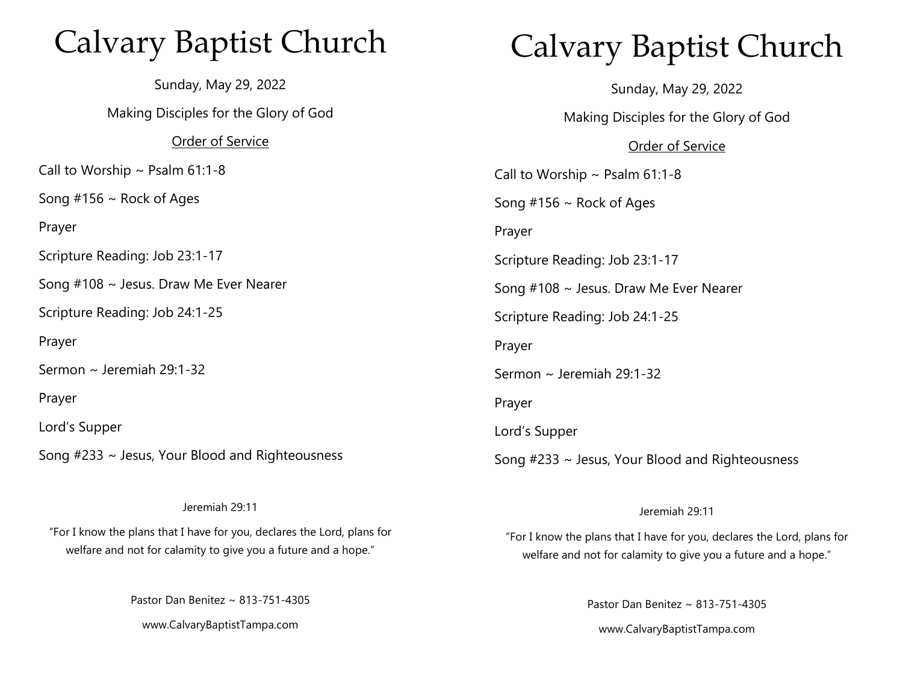# Calvary Baptist Church

Sunday, May 29, 2022

Making Disciples for the Glory of God

<u>Order of Service</u>

Call to Worship ~ Psalm 61:1-8

Song #156 ~ Rock of Ages

Prayer

Scripture Reading: Job 23:1-17

Song #108 ~ Jesus. Draw Me Ever Nearer

Scripture Reading: Job 24:1-25

Prayer

Sermon ~ Jeremiah 29:1-32

Prayer

Lord's Supper

Song #233 ~ Jesus, Your Blood and Righteousness

Jeremiah 29:11

"For I know the plans that I have for you, declares the Lord, plans for welfare and not for calamity to give you a future and a hope."

Pastor Dan Benitez ~ 813-751-4305

www.CalvaryBaptistTampa.com

# Calvary Baptist Church

Sunday, May 29, 2022

Making Disciples for the Glory of God

<u>Order of Service</u>

Call to Worship ~ Psalm 61:1-8

Song #156 ~ Rock of Ages

Prayer

Scripture Reading: Job 23:1-17

Song #108 ~ Jesus. Draw Me Ever Nearer

Scripture Reading: Job 24:1-25

Prayer

Sermon ~ Jeremiah 29:1-32

Prayer

Lord's Supper

Song #233 ~ Jesus, Your Blood and Righteousness

Jeremiah 29:11

"For I know the plans that I have for you, declares the Lord, plans for welfare and not for calamity to give you a future and a hope."

Pastor Dan Benitez ~ 813-751-4305

www.CalvaryBaptistTampa.com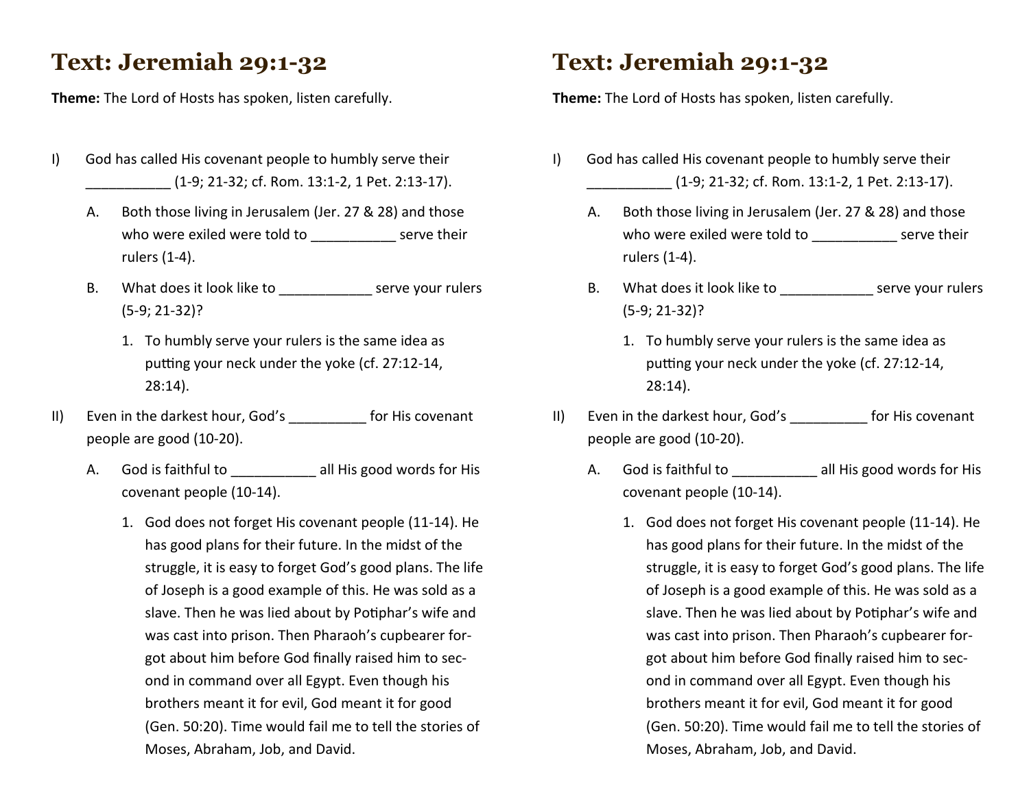# Text: Jeremiah 29:1-32

**Theme:** The Lord of Hosts has spoken, listen carefully.

I) God has called His covenant people to humbly serve their ___________ (1-9; 21-32; cf. Rom. 13:1-2, 1 Pet. 2:13-17).

- A. Both those living in Jerusalem (Jer. 27 & 28) and those who were exiled were told to ___________ serve their rulers (1-4).
- B. What does it look like to ____________ serve your rulers (5-9; 21-32)?
  1. To humbly serve your rulers is the same idea as putting your neck under the yoke (cf. 27:12-14, 28:14).

II) Even in the darkest hour, God's __________ for His covenant people are good (10-20).

- A. God is faithful to ___________ all His good words for His covenant people (10-14).
  1. God does not forget His covenant people (11-14). He has good plans for their future. In the midst of the struggle, it is easy to forget God's good plans. The life of Joseph is a good example of this. He was sold as a slave. Then he was lied about by Potiphar's wife and was cast into prison. Then Pharaoh's cupbearer forgot about him before God finally raised him to second in command over all Egypt. Even though his brothers meant it for evil, God meant it for good (Gen. 50:20). Time would fail me to tell the stories of Moses, Abraham, Job, and David.

# Text: Jeremiah 29:1-32

**Theme:** The Lord of Hosts has spoken, listen carefully.

I) God has called His covenant people to humbly serve their ___________ (1-9; 21-32; cf. Rom. 13:1-2, 1 Pet. 2:13-17).

- A. Both those living in Jerusalem (Jer. 27 & 28) and those who were exiled were told to ___________ serve their rulers (1-4).
- B. What does it look like to ____________ serve your rulers (5-9; 21-32)?
  1. To humbly serve your rulers is the same idea as putting your neck under the yoke (cf. 27:12-14, 28:14).

II) Even in the darkest hour, God's __________ for His covenant people are good (10-20).

- A. God is faithful to ___________ all His good words for His covenant people (10-14).
  1. God does not forget His covenant people (11-14). He has good plans for their future. In the midst of the struggle, it is easy to forget God's good plans. The life of Joseph is a good example of this. He was sold as a slave. Then he was lied about by Potiphar's wife and was cast into prison. Then Pharaoh's cupbearer forgot about him before God finally raised him to second in command over all Egypt. Even though his brothers meant it for evil, God meant it for good (Gen. 50:20). Time would fail me to tell the stories of Moses, Abraham, Job, and David.